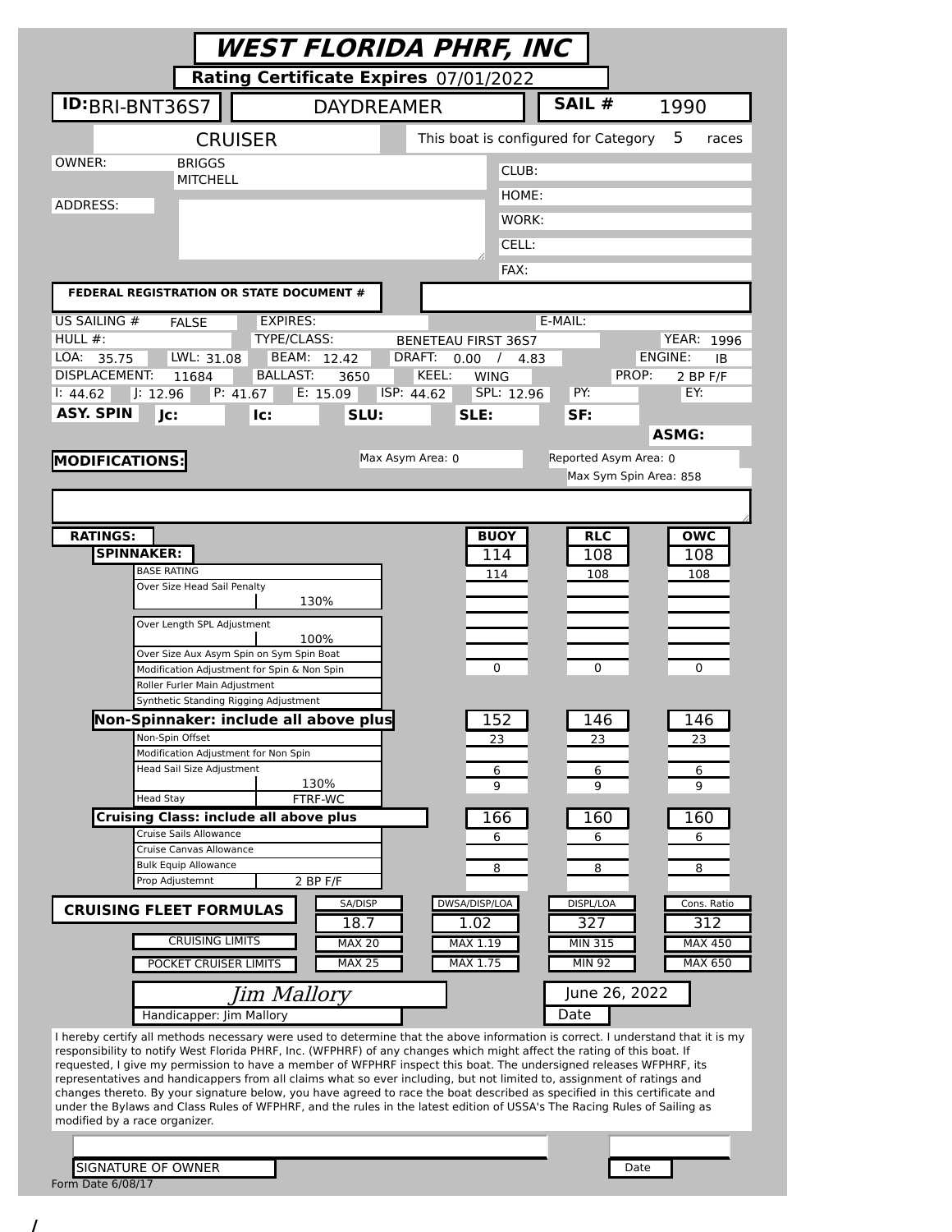# WEST FLORIDA PHRF, INC

**Rating Certificate Expires** 07/01/2022

**ID:** BRI-BNT36S7 | DAYDREAMER | **SAIL #** 1990

CRUISER | This boat is configured for Category 5 races

OWNER: BRIGGS MITCHELL

ADDRESS:

CLUB:

HOME:

WORK:

CELL:

FAX:

**FEDERAL REGISTRATION OR STATE DOCUMENT #**

US SAILING #: FALSE | EXPIRES: | E-MAIL:

HULL #: | TYPE/CLASS: BENETEAU FIRST 36S7 | YEAR: 1996

LOA: 35.75 | LWL: 31.08 | BEAM: 12.42 | DRAFT: 0.00 / 4.83 | ENGINE: IB

DISPLACEMENT: 11684 | BALLAST: 3650 | KEEL: WING | PROP: 2 BP F/F

I: 44.62 | J: 12.96 | P: 41.67 | E: 15.09 | ISP: 44.62 | SPL: 12.96 | PY: | EY:

**ASY. SPIN** | **Jc:** | **Ic:** | **SLU:** | **SLE:** | **SF:** | **ASMG:**

**MODIFICATIONS:**

Max Asym Area: 0 | Reported Asym Area: 0 | Max Sym Spin Area: 858

| **RATINGS:** | | **BUOY** | **RLC** | **OWC** |
|---|---|---|---|---|
| **SPINNAKER:** | | 114 | 108 | 108 |
| BASE RATING | | 114 | 108 | 108 |
| Over Size Head Sail Penalty | 130% | | | |
| Over Length SPL Adjustment | 100% | | | |
| Over Size Aux Asym Spin on Sym Spin Boat | | | | |
| Modification Adjustment for Spin & Non Spin | | 0 | 0 | 0 |
| Roller Furler Main Adjustment | | | | |
| Synthetic Standing Rigging Adjustment | | | | |
| **Non-Spinnaker: include all above plus** | | 152 | 146 | 146 |
| Non-Spin Offset | | 23 | 23 | 23 |
| Modification Adjustment for Non Spin | | | | |
| Head Sail Size Adjustment | 130% | 6 | 6 | 6 |
| Head Stay | FTRF-WC | 9 | 9 | 9 |
| **Cruising Class: include all above plus** | | 166 | 160 | 160 |
| Cruise Sails Allowance | | 6 | 6 | 6 |
| Cruise Canvas Allowance | | | | |
| Bulk Equip Allowance | | 8 | 8 | 8 |
| Prop Adjustemnt | 2 BP F/F | | | |

| **CRUISING FLEET FORMULAS** | SA/DISP | DWSA/DISP/LOA | DISPL/LOA | Cons. Ratio |
|---|---|---|---|---|
| | 18.7 | 1.02 | 327 | 312 |
| CRUISING LIMITS | MAX 20 | MAX 1.19 | MIN 315 | MAX 450 |
| POCKET CRUISER LIMITS | MAX 25 | MAX 1.75 | MIN 92 | MAX 650 |

*Jim Mallory* | June 26, 2022

Handicapper: Jim Mallory | Date

I hereby certify all methods necessary were used to determine that the above information is correct. I understand that it is my responsibility to notify West Florida PHRF, Inc. (WFPHRF) of any changes which might affect the rating of this boat. If requested, I give my permission to have a member of WFPHRF inspect this boat. The undersigned releases WFPHRF, its representatives and handicappers from all claims what so ever including, but not limited to, assignment of ratings and changes thereto. By your signature below, you have agreed to race the boat described as specified in this certificate and under the Bylaws and Class Rules of WFPHRF, and the rules in the latest edition of USSA's The Racing Rules of Sailing as modified by a race organizer.

SIGNATURE OF OWNER | Date

Form Date 6/08/17

/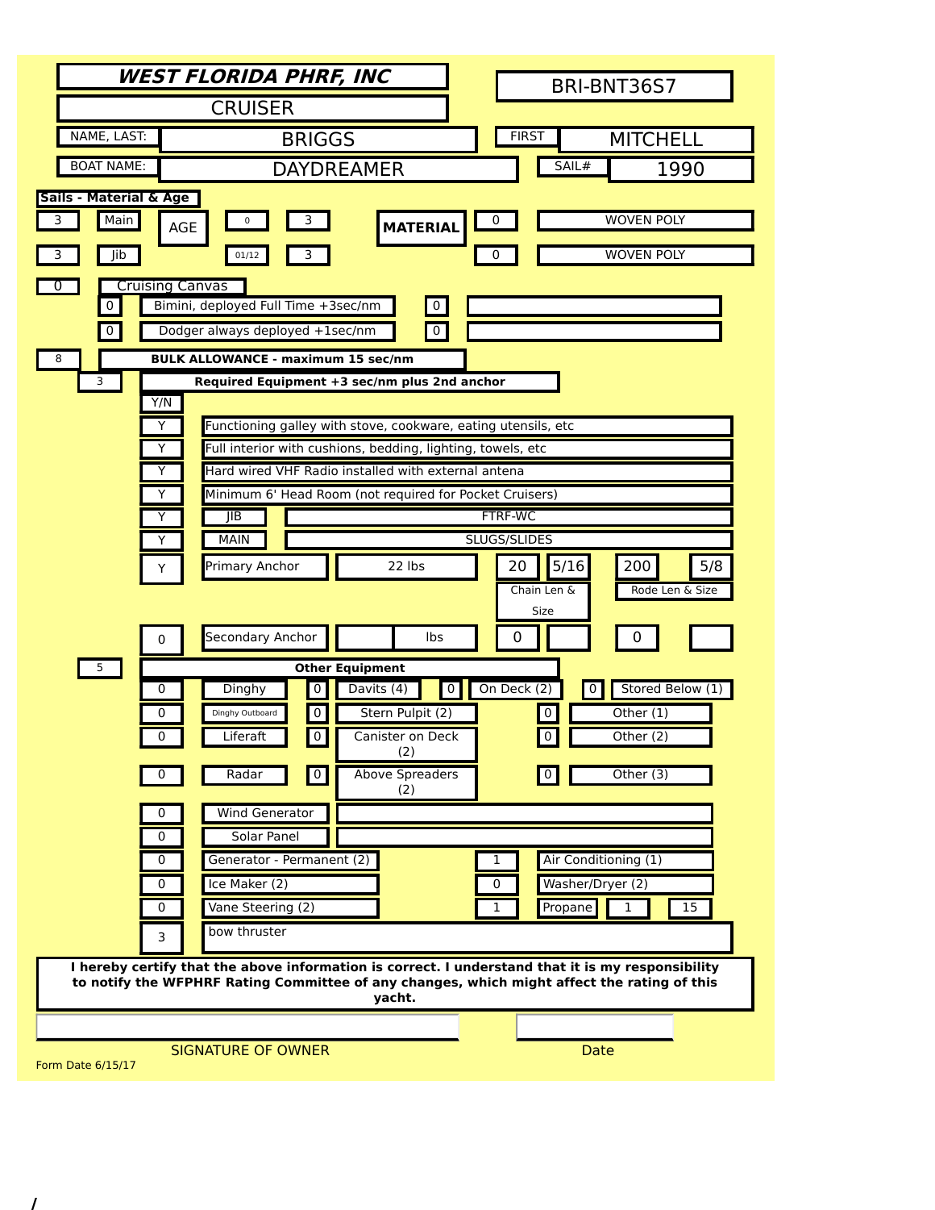# ***WEST FLORIDA PHRF, INC***

## CRUISER

BRI-BNT36S7

| | | | |
|---|---|---|---|
| NAME, LAST: | BRIGGS | FIRST | MITCHELL |
| BOAT NAME: | DAYDREAMER | SAIL# | 1990 |

**Sails - Material & Age**

| | | | | | | |
|---|---|---|---|---|---|---|
| 3 | Main | AGE | 0 | 3 | **MATERIAL** 0 | WOVEN POLY |
| 3 | Jib | | 01/12 | 3 | 0 | WOVEN POLY |

| | | | | |
|---|---|---|---|---|
| 0 | Cruising Canvas | | | |
| | 0 | Bimini, deployed Full Time +3sec/nm | 0 | |
| | 0 | Dodger always deployed +1sec/nm | 0 | |

8 — **BULK ALLOWANCE - maximum 15 sec/nm**

3 — **Required Equipment +3 sec/nm plus 2nd anchor**

| Y/N | | | | | | |
|---|---|---|---|---|---|---|
| Y | Functioning galley with stove, cookware, eating utensils, etc | | | | | |
| Y | Full interior with cushions, bedding, lighting, towels, etc | | | | | |
| Y | Hard wired VHF Radio installed with external antena | | | | | |
| Y | Minimum 6' Head Room (not required for Pocket Cruisers) | | | | | |
| Y | JIB | FTRF-WC | | | | |
| Y | MAIN | SLUGS/SLIDES | | | | |
| Y | Primary Anchor | 22 lbs | 20 | 5/16 | 200 | 5/8 |
| | | | Chain Len & Size | | Rode Len & Size | |
| 0 | Secondary Anchor | lbs | 0 | | 0 | |

5 — **Other Equipment**

| | | | | | | | |
|---|---|---|---|---|---|---|---|
| 0 | Dinghy | 0 | Davits (4) | 0 | On Deck (2) | 0 | Stored Below (1) |
| 0 | Dinghy Outboard | 0 | Stern Pulpit (2) | | | 0 | Other (1) |
| 0 | Liferaft | 0 | Canister on Deck (2) | | | 0 | Other (2) |
| 0 | Radar | 0 | Above Spreaders (2) | | | 0 | Other (3) |
| 0 | Wind Generator | | | | | | |
| 0 | Solar Panel | | | | | | |
| 0 | Generator - Permanent (2) | | | 1 | Air Conditioning (1) | | |
| 0 | Ice Maker (2) | | | 0 | Washer/Dryer (2) | | |
| 0 | Vane Steering (2) | | | 1 | Propane | 1 | 15 |
| 3 | bow thruster | | | | | | |

**I hereby certify that the above information is correct. I understand that it is my responsibility to notify the WFPHRF Rating Committee of any changes, which might affect the rating of this yacht.**

SIGNATURE OF OWNER

Date

Form Date 6/15/17

/